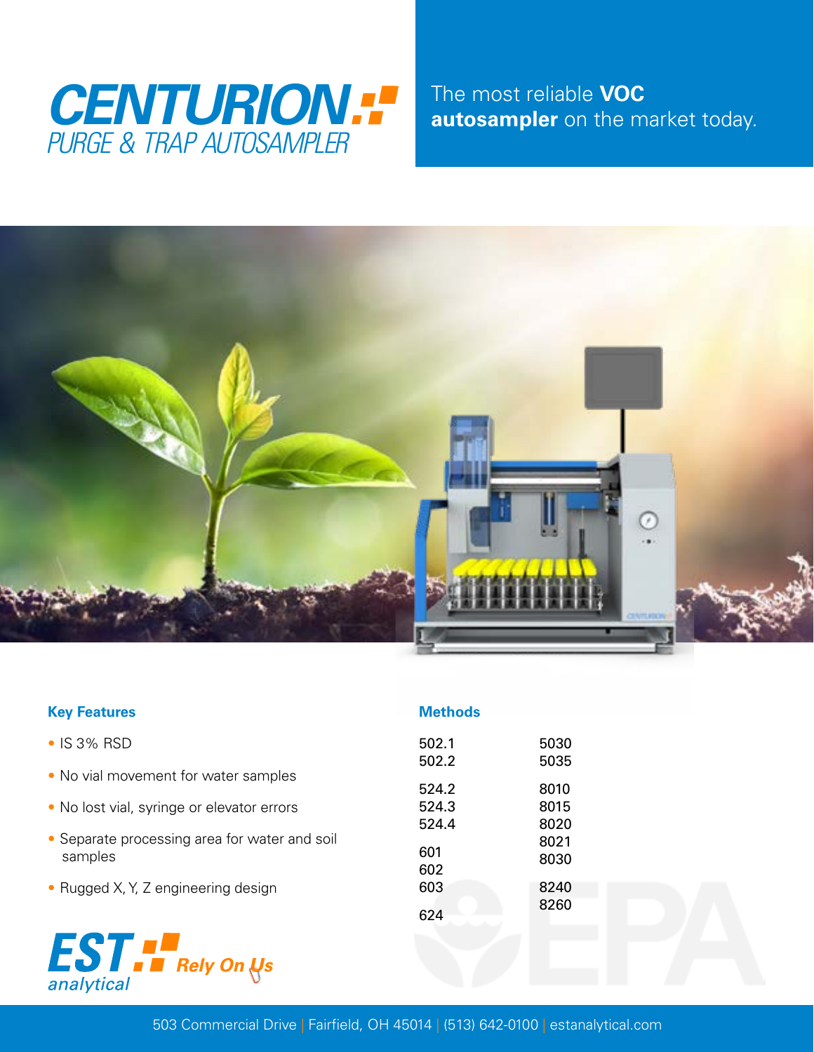# CENTURION

## PURGE & TRAP AUTOSAMPLER

The most reliable **VOC autosampler** on the market today.

### Key Features

- IS 3% RSD
- No vial movement for water samples
- No lost vial, syringe or elevator errors
- Separate processing area for water and soil samples
- Rugged X, Y, Z engineering design

### Methods

| | |
|---|---|
| 502.1 | 5030 |
| 502.2 | 5035 |
| 524.2 | 8010 |
| 524.3 | 8015 |
| 524.4 | 8020 |
| 601 | 8021 |
| 602 | 8030 |
| 603 | 8240 |
| 624 | 8260 |

EST analytical — Rely On Us

503 Commercial Drive | Fairfield, OH 45014 | (513) 642-0100 | estanalytical.com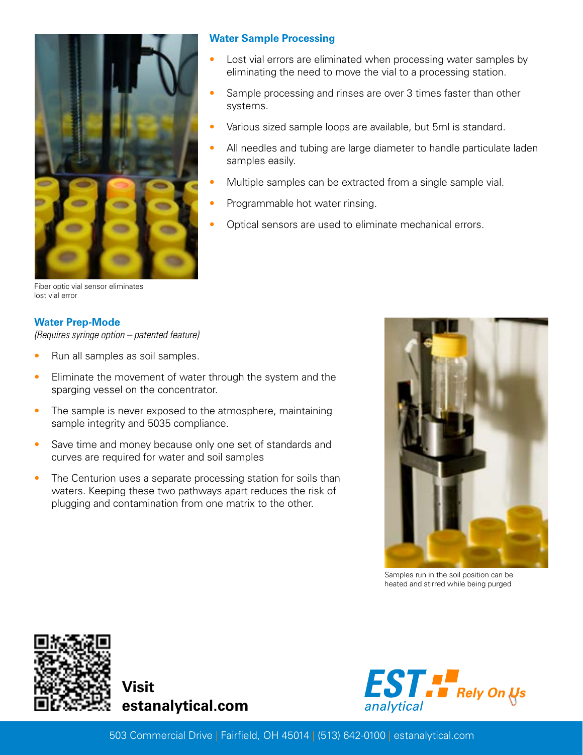Fiber optic vial sensor eliminates lost vial error

## Water Sample Processing

- Lost vial errors are eliminated when processing water samples by eliminating the need to move the vial to a processing station.
- Sample processing and rinses are over 3 times faster than other systems.
- Various sized sample loops are available, but 5ml is standard.
- All needles and tubing are large diameter to handle particulate laden samples easily.
- Multiple samples can be extracted from a single sample vial.
- Programmable hot water rinsing.
- Optical sensors are used to eliminate mechanical errors.

## Water Prep-Mode

*(Requires syringe option – patented feature)*

- Run all samples as soil samples.
- Eliminate the movement of water through the system and the sparging vessel on the concentrator.
- The sample is never exposed to the atmosphere, maintaining sample integrity and 5035 compliance.
- Save time and money because only one set of standards and curves are required for water and soil samples
- The Centurion uses a separate processing station for soils than waters. Keeping these two pathways apart reduces the risk of plugging and contamination from one matrix to the other.

Samples run in the soil position can be heated and stirred while being purged

**Visit estanalytical.com**

EST analytical Rely On Us

503 Commercial Drive | Fairfield, OH 45014 | (513) 642-0100 | estanalytical.com